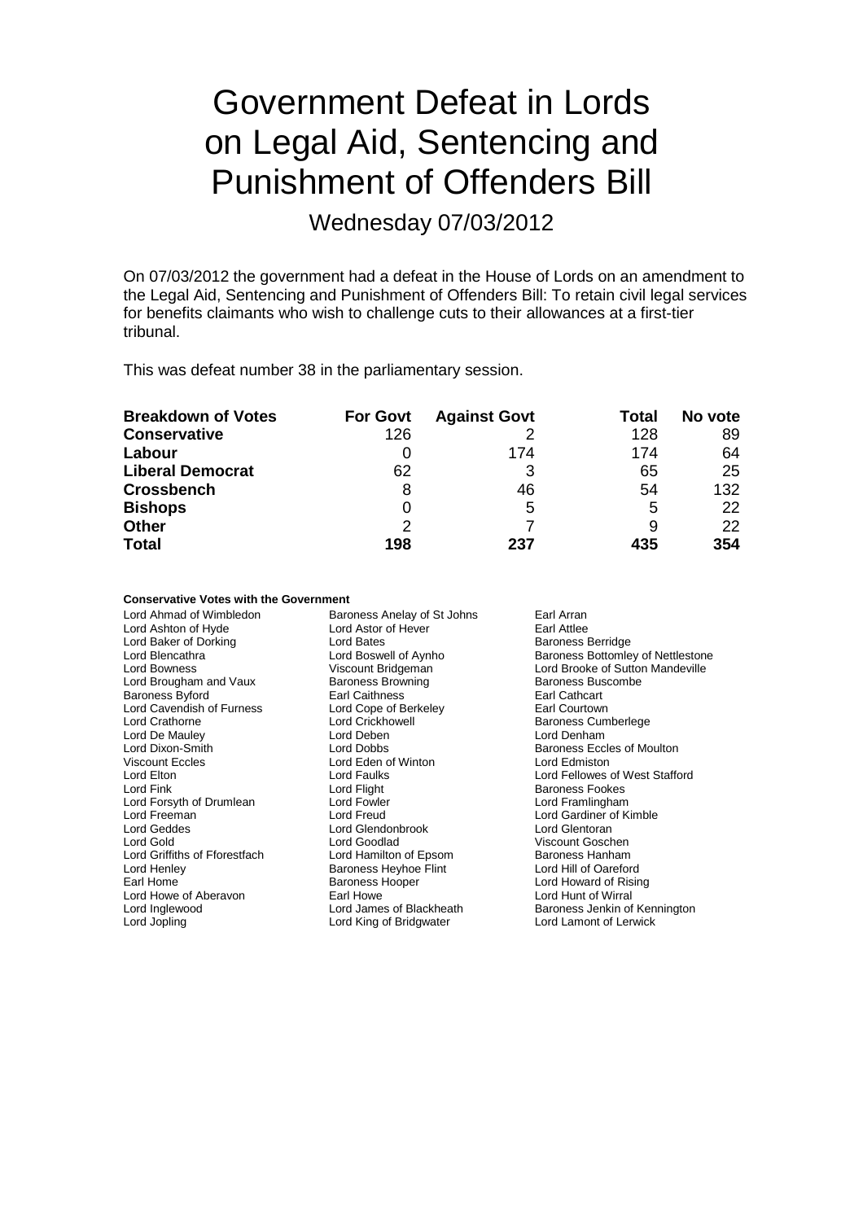# Government Defeat in Lords on Legal Aid, Sentencing and Punishment of Offenders Bill

Wednesday 07/03/2012

On 07/03/2012 the government had a defeat in the House of Lords on an amendment to the Legal Aid, Sentencing and Punishment of Offenders Bill: To retain civil legal services for benefits claimants who wish to challenge cuts to their allowances at a first-tier tribunal.

This was defeat number 38 in the parliamentary session.

| Breakdown of Votes | For Govt | Against Govt | Total | No vote |
|---|---|---|---|---|
| **Conservative** | 126 | 2 | 128 | 89 |
| **Labour** | 0 | 174 | 174 | 64 |
| **Liberal Democrat** | 62 | 3 | 65 | 25 |
| **Crossbench** | 8 | 46 | 54 | 132 |
| **Bishops** | 0 | 5 | 5 | 22 |
| **Other** | 2 | 7 | 9 | 22 |
| **Total** | **198** | **237** | **435** | **354** |

**Conservative Votes with the Government**

Lord Ahmad of Wimbledon
Baroness Anelay of St Johns
Earl Arran
Lord Ashton of Hyde
Lord Astor of Hever
Earl Attlee
Lord Baker of Dorking
Lord Bates
Baroness Berridge
Lord Blencathra
Lord Boswell of Aynho
Baroness Bottomley of Nettlestone
Lord Bowness
Viscount Bridgeman
Lord Brooke of Sutton Mandeville
Lord Brougham and Vaux
Baroness Browning
Baroness Buscombe
Baroness Byford
Earl Caithness
Earl Cathcart
Lord Cavendish of Furness
Lord Cope of Berkeley
Earl Courtown
Lord Crathorne
Lord Crickhowell
Baroness Cumberlege
Lord De Mauley
Lord Deben
Lord Denham
Lord Dixon-Smith
Lord Dobbs
Baroness Eccles of Moulton
Viscount Eccles
Lord Eden of Winton
Lord Edmiston
Lord Elton
Lord Faulks
Lord Fellowes of West Stafford
Lord Fink
Lord Flight
Baroness Fookes
Lord Forsyth of Drumlean
Lord Fowler
Lord Framlingham
Lord Freeman
Lord Freud
Lord Gardiner of Kimble
Lord Geddes
Lord Glendonbrook
Lord Glentoran
Lord Gold
Lord Goodlad
Viscount Goschen
Lord Griffiths of Fforestfach
Lord Hamilton of Epsom
Baroness Hanham
Lord Henley
Baroness Heyhoe Flint
Lord Hill of Oareford
Earl Home
Baroness Hooper
Lord Howard of Rising
Lord Howe of Aberavon
Earl Howe
Lord Hunt of Wirral
Lord Inglewood
Lord James of Blackheath
Baroness Jenkin of Kennington
Lord Jopling
Lord King of Bridgwater
Lord Lamont of Lerwick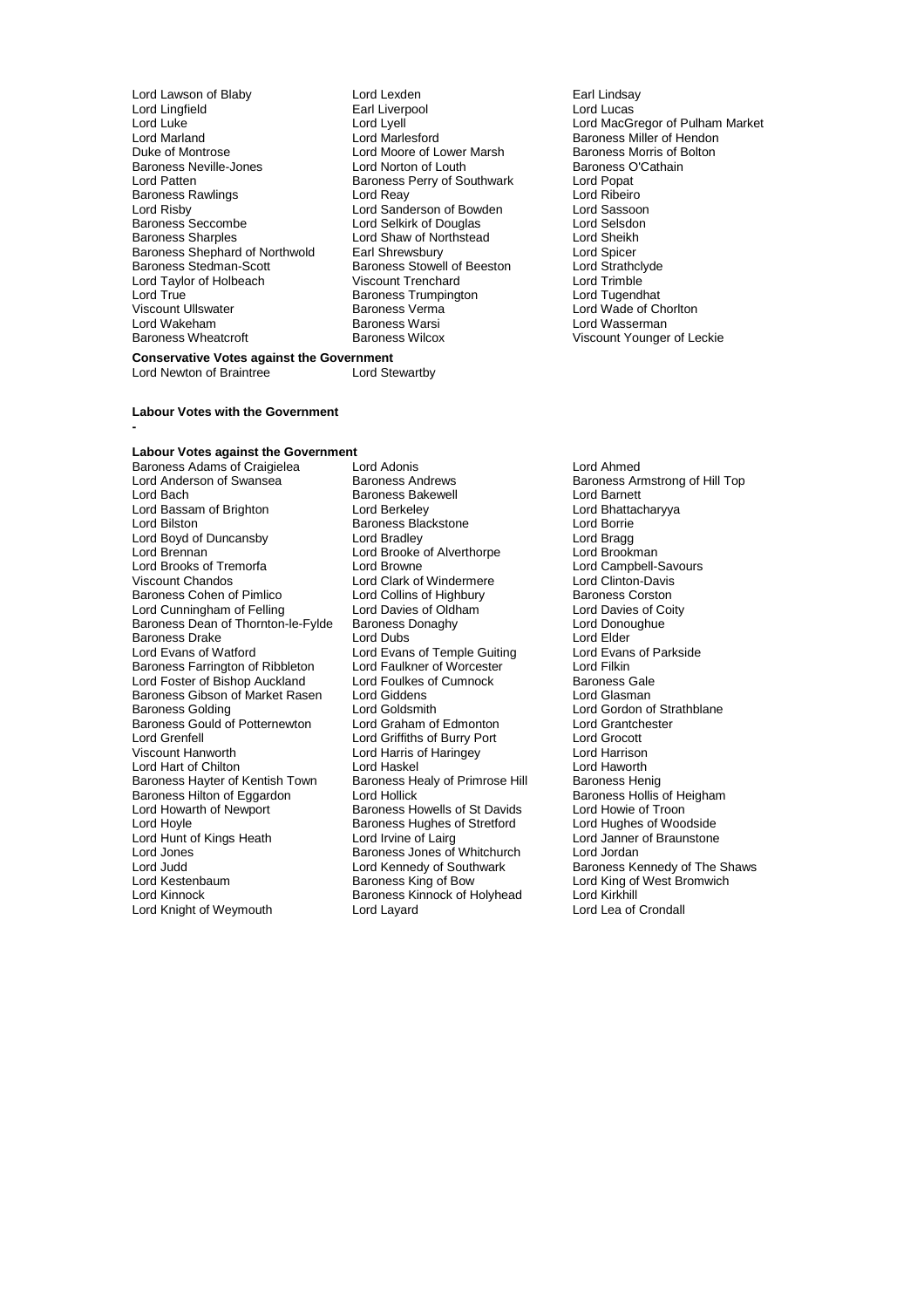Lord Lawson of Blaby
Lord Lexden
Earl Lindsay
Lord Lingfield
Earl Liverpool
Lord Lucas
Lord Luke
Lord Lyell
Lord MacGregor of Pulham Market
Lord Marland
Lord Marlesford
Baroness Miller of Hendon
Duke of Montrose
Lord Moore of Lower Marsh
Baroness Morris of Bolton
Baroness Neville-Jones
Lord Norton of Louth
Baroness O'Cathain
Lord Patten
Baroness Perry of Southwark
Lord Popat
Baroness Rawlings
Lord Reay
Lord Ribeiro
Lord Risby
Lord Sanderson of Bowden
Lord Sassoon
Baroness Seccombe
Lord Selkirk of Douglas
Lord Selsdon
Baroness Sharples
Lord Shaw of Northstead
Lord Sheikh
Baroness Shephard of Northwold
Earl Shrewsbury
Lord Spicer
Baroness Stedman-Scott
Baroness Stowell of Beeston
Lord Strathclyde
Lord Taylor of Holbeach
Viscount Trenchard
Lord Trimble
Lord True
Baroness Trumpington
Lord Tugendhat
Viscount Ullswater
Baroness Verma
Lord Wade of Chorlton
Lord Wakeham
Baroness Warsi
Lord Wasserman
Baroness Wheatcroft
Baroness Wilcox
Viscount Younger of Leckie

**Conservative Votes against the Government**

Lord Newton of Braintree
Lord Stewartby

**Labour Votes with the Government**

-

**Labour Votes against the Government**

Baroness Adams of Craigielea
Lord Adonis
Lord Ahmed
Lord Anderson of Swansea
Baroness Andrews
Baroness Armstrong of Hill Top
Lord Bach
Baroness Bakewell
Lord Barnett
Lord Bassam of Brighton
Lord Berkeley
Lord Bhattacharyya
Lord Bilston
Baroness Blackstone
Lord Borrie
Lord Boyd of Duncansby
Lord Bradley
Lord Bragg
Lord Brennan
Lord Brooke of Alverthorpe
Lord Brookman
Lord Brooks of Tremorfa
Lord Browne
Lord Campbell-Savours
Viscount Chandos
Lord Clark of Windermere
Lord Clinton-Davis
Baroness Cohen of Pimlico
Lord Collins of Highbury
Baroness Corston
Lord Cunningham of Felling
Lord Davies of Oldham
Lord Davies of Coity
Baroness Dean of Thornton-le-Fylde
Baroness Donaghy
Lord Donoughue
Baroness Drake
Lord Dubs
Lord Elder
Lord Evans of Watford
Lord Evans of Temple Guiting
Lord Evans of Parkside
Baroness Farrington of Ribbleton
Lord Faulkner of Worcester
Lord Filkin
Lord Foster of Bishop Auckland
Lord Foulkes of Cumnock
Baroness Gale
Baroness Gibson of Market Rasen
Lord Giddens
Lord Glasman
Baroness Golding
Lord Goldsmith
Lord Gordon of Strathblane
Baroness Gould of Potternewton
Lord Graham of Edmonton
Lord Grantchester
Lord Grenfell
Lord Griffiths of Burry Port
Lord Grocott
Viscount Hanworth
Lord Harris of Haringey
Lord Harrison
Lord Hart of Chilton
Lord Haskel
Lord Haworth
Baroness Hayter of Kentish Town
Baroness Healy of Primrose Hill
Baroness Henig
Baroness Hilton of Eggardon
Lord Hollick
Baroness Hollis of Heigham
Lord Howarth of Newport
Baroness Howells of St Davids
Lord Howie of Troon
Lord Hoyle
Baroness Hughes of Stretford
Lord Hughes of Woodside
Lord Hunt of Kings Heath
Lord Irvine of Lairg
Lord Janner of Braunstone
Lord Jones
Baroness Jones of Whitchurch
Lord Jordan
Lord Judd
Lord Kennedy of Southwark
Baroness Kennedy of The Shaws
Lord Kestenbaum
Baroness King of Bow
Lord King of West Bromwich
Lord Kinnock
Baroness Kinnock of Holyhead
Lord Kirkhill
Lord Knight of Weymouth
Lord Layard
Lord Lea of Crondall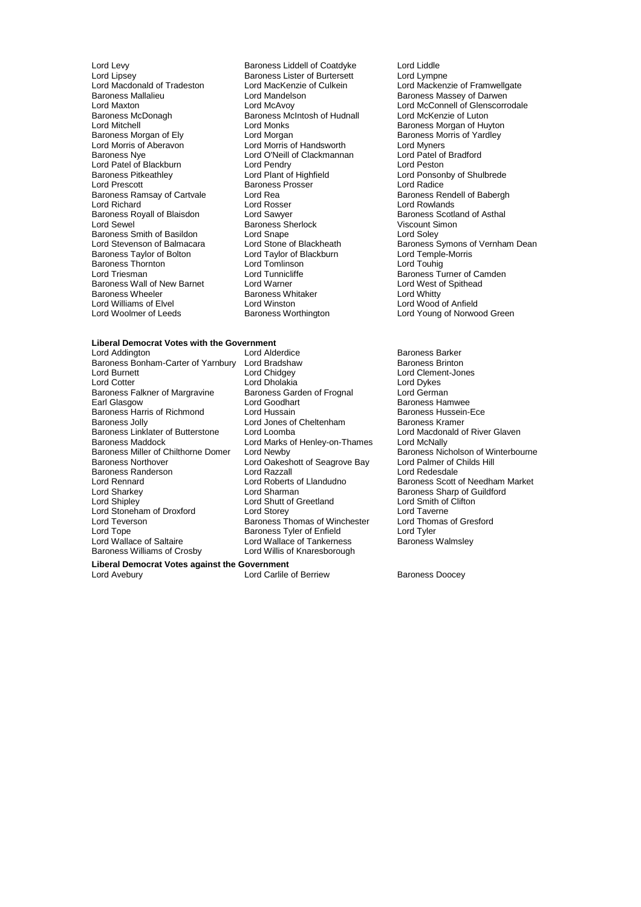Lord Levy
Baroness Liddell of Coatdyke
Lord Liddle
Lord Lipsey
Baroness Lister of Burtersett
Lord Lympne
Lord Macdonald of Tradeston
Lord MacKenzie of Culkein
Lord Mackenzie of Framwellgate
Baroness Mallalieu
Lord Mandelson
Baroness Massey of Darwen
Lord Maxton
Lord McAvoy
Lord McConnell of Glenscorrodale
Baroness McDonagh
Baroness McIntosh of Hudnall
Lord McKenzie of Luton
Lord Mitchell
Lord Monks
Baroness Morgan of Huyton
Baroness Morgan of Ely
Lord Morgan
Baroness Morris of Yardley
Lord Morris of Aberavon
Lord Morris of Handsworth
Lord Myners
Baroness Nye
Lord O'Neill of Clackmannan
Lord Patel of Bradford
Lord Patel of Blackburn
Lord Pendry
Lord Peston
Baroness Pitkeathley
Lord Plant of Highfield
Lord Ponsonby of Shulbrede
Lord Prescott
Baroness Prosser
Lord Radice
Baroness Ramsay of Cartvale
Lord Rea
Baroness Rendell of Babergh
Lord Richard
Lord Rosser
Lord Rowlands
Baroness Royall of Blaisdon
Lord Sawyer
Baroness Scotland of Asthal
Lord Sewel
Baroness Sherlock
Viscount Simon
Baroness Smith of Basildon
Lord Snape
Lord Soley
Lord Stevenson of Balmacara
Lord Stone of Blackheath
Baroness Symons of Vernham Dean
Baroness Taylor of Bolton
Lord Taylor of Blackburn
Lord Temple-Morris
Baroness Thornton
Lord Tomlinson
Lord Touhig
Lord Triesman
Lord Tunnicliffe
Baroness Turner of Camden
Baroness Wall of New Barnet
Lord Warner
Lord West of Spithead
Baroness Wheeler
Baroness Whitaker
Lord Whitty
Lord Williams of Elvel
Lord Winston
Lord Wood of Anfield
Lord Woolmer of Leeds
Baroness Worthington
Lord Young of Norwood Green

**Liberal Democrat Votes with the Government**

Lord Addington
Lord Alderdice
Baroness Barker
Baroness Bonham-Carter of Yarnbury
Lord Bradshaw
Baroness Brinton
Lord Burnett
Lord Chidgey
Lord Clement-Jones
Lord Cotter
Lord Dholakia
Lord Dykes
Baroness Falkner of Margravine
Baroness Garden of Frognal
Lord German
Earl Glasgow
Lord Goodhart
Baroness Hamwee
Baroness Harris of Richmond
Lord Hussain
Baroness Hussein-Ece
Baroness Jolly
Lord Jones of Cheltenham
Baroness Kramer
Baroness Linklater of Butterstone
Lord Loomba
Lord Macdonald of River Glaven
Baroness Maddock
Lord Marks of Henley-on-Thames
Lord McNally
Baroness Miller of Chilthorne Domer
Lord Newby
Baroness Nicholson of Winterbourne
Baroness Northover
Lord Oakeshott of Seagrove Bay
Lord Palmer of Childs Hill
Baroness Randerson
Lord Razzall
Lord Redesdale
Lord Rennard
Lord Roberts of Llandudno
Baroness Scott of Needham Market
Lord Sharkey
Lord Sharman
Baroness Sharp of Guildford
Lord Shipley
Lord Shutt of Greetland
Lord Smith of Clifton
Lord Stoneham of Droxford
Lord Storey
Lord Taverne
Lord Teverson
Baroness Thomas of Winchester
Lord Thomas of Gresford
Lord Tope
Baroness Tyler of Enfield
Lord Tyler
Lord Wallace of Saltaire
Lord Wallace of Tankerness
Baroness Walmsley
Baroness Williams of Crosby
Lord Willis of Knaresborough

**Liberal Democrat Votes against the Government**

Lord Avebury
Lord Carlile of Berriew
Baroness Doocey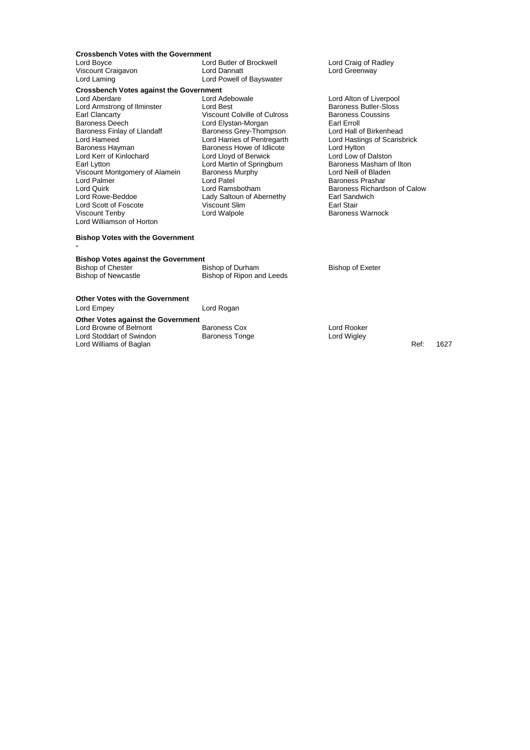**Crossbench Votes with the Government**

Lord Boyce
Viscount Craigavon
Lord Laming
Lord Butler of Brockwell
Lord Dannatt
Lord Powell of Bayswater
Lord Craig of Radley
Lord Greenway

**Crossbench Votes against the Government**

Lord Aberdare
Lord Armstrong of Ilminster
Earl Clancarty
Baroness Deech
Baroness Finlay of Llandaff
Lord Hameed
Baroness Hayman
Lord Kerr of Kinlochard
Earl Lytton
Viscount Montgomery of Alamein
Lord Palmer
Lord Quirk
Lord Rowe-Beddoe
Lord Scott of Foscote
Viscount Tenby
Lord Williamson of Horton
Lord Adebowale
Lord Best
Viscount Colville of Culross
Lord Elystan-Morgan
Baroness Grey-Thompson
Lord Harries of Pentregarth
Baroness Howe of Idlicote
Lord Lloyd of Berwick
Lord Martin of Springburn
Baroness Murphy
Lord Patel
Lord Ramsbotham
Lady Saltoun of Abernethy
Viscount Slim
Lord Walpole
Lord Alton of Liverpool
Baroness Butler-Sloss
Baroness Coussins
Earl Erroll
Lord Hall of Birkenhead
Lord Hastings of Scarisbrick
Lord Hylton
Lord Low of Dalston
Baroness Masham of Ilton
Lord Neill of Bladen
Baroness Prashar
Baroness Richardson of Calow
Earl Sandwich
Earl Stair
Baroness Warnock

**Bishop Votes with the Government**

-

**Bishop Votes against the Government**

Bishop of Chester
Bishop of Newcastle
Bishop of Durham
Bishop of Ripon and Leeds
Bishop of Exeter

**Other Votes with the Government**

Lord Empey
Lord Rogan

**Other Votes against the Government**

Lord Browne of Belmont
Lord Stoddart of Swindon
Lord Williams of Baglan
Baroness Cox
Baroness Tonge
Lord Rooker
Lord Wigley

Ref: 1627